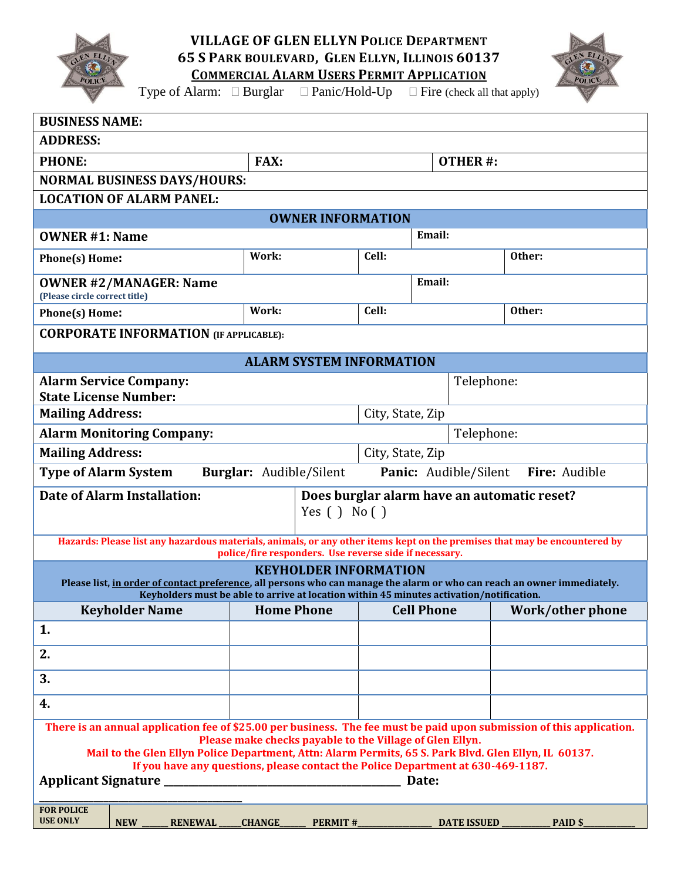# VILLAGE OF GLEN ELLYN POLICE DEPARTMENT

## 65 S PARK BOULEVARD, GLEN ELLYN, ILLINOIS 60137

## COMMERCIAL ALARM USERS PERMIT APPLICATION

Type of Alarm: ☐ Burglar ☐ Panic/Hold-Up ☐ Fire (check all that apply)

| | | | |
|---|---|---|---|
| **BUSINESS NAME:** | | | |
| **ADDRESS:** | | | |
| **PHONE:** | **FAX:** | **OTHER #:** | |
| **NORMAL BUSINESS DAYS/HOURS:** | | | |
| **LOCATION OF ALARM PANEL:** | | | |

### OWNER INFORMATION

| | | | |
|---|---|---|---|
| **OWNER #1: Name** | | **Email:** | |
| **Phone(s) Home:** | **Work:** | **Cell:** | **Other:** |
| **OWNER #2/MANAGER: Name** (Please circle correct title) | | **Email:** | |
| **Phone(s) Home:** | **Work:** | **Cell:** | **Other:** |
| **CORPORATE INFORMATION (IF APPLICABLE):** | | | |

### ALARM SYSTEM INFORMATION

| | |
|---|---|
| **Alarm Service Company:** **State License Number:** | Telephone: |
| **Mailing Address:** | City, State, Zip |
| **Alarm Monitoring Company:** | Telephone: |
| **Mailing Address:** | City, State, Zip |

**Type of Alarm System** **Burglar:** Audible/Silent **Panic:** Audible/Silent **Fire:** Audible

| | |
|---|---|
| **Date of Alarm Installation:** | **Does burglar alarm have an automatic reset?** Yes ( ) No ( ) |

**Hazards: Please list any hazardous materials, animals, or any other items kept on the premises that may be encountered by police/fire responders. Use reverse side if necessary.**

### KEYHOLDER INFORMATION

**Please list, in order of contact preference, all persons who can manage the alarm or who can reach an owner immediately. Keyholders must be able to arrive at location within 45 minutes activation/notification.**

| Keyholder Name | Home Phone | Cell Phone | Work/other phone |
|---|---|---|---|
| 1. | | | |
| 2. | | | |
| 3. | | | |
| 4. | | | |

**There is an annual application fee of $25.00 per business. The fee must be paid upon submission of this application.**
**Please make checks payable to the Village of Glen Ellyn.**
**Mail to the Glen Ellyn Police Department, Attn: Alarm Permits, 65 S. Park Blvd. Glen Ellyn, IL 60137.**
**If you have any questions, please contact the Police Department at 630-469-1187.**

**Applicant Signature** ________________________________________ **Date:** ________________________________

| FOR POLICE USE ONLY | NEW ______ RENEWAL _____ CHANGE______ PERMIT #________________ DATE ISSUED ___________ PAID $____________ |
|---|---|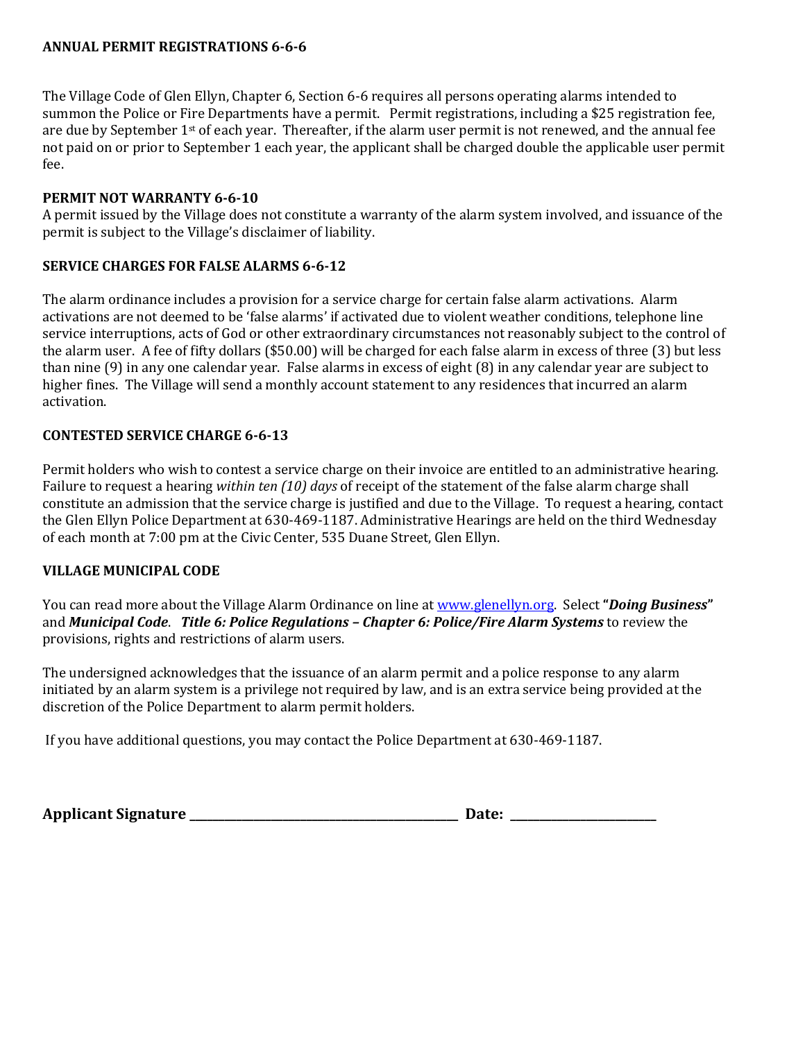**ANNUAL PERMIT REGISTRATIONS 6-6-6**

The Village Code of Glen Ellyn, Chapter 6, Section 6-6 requires all persons operating alarms intended to summon the Police or Fire Departments have a permit. Permit registrations, including a $25 registration fee, are due by September 1st of each year. Thereafter, if the alarm user permit is not renewed, and the annual fee not paid on or prior to September 1 each year, the applicant shall be charged double the applicable user permit fee.

**PERMIT NOT WARRANTY 6-6-10**

A permit issued by the Village does not constitute a warranty of the alarm system involved, and issuance of the permit is subject to the Village's disclaimer of liability.

**SERVICE CHARGES FOR FALSE ALARMS 6-6-12**

The alarm ordinance includes a provision for a service charge for certain false alarm activations. Alarm activations are not deemed to be 'false alarms' if activated due to violent weather conditions, telephone line service interruptions, acts of God or other extraordinary circumstances not reasonably subject to the control of the alarm user. A fee of fifty dollars ($50.00) will be charged for each false alarm in excess of three (3) but less than nine (9) in any one calendar year. False alarms in excess of eight (8) in any calendar year are subject to higher fines. The Village will send a monthly account statement to any residences that incurred an alarm activation.

**CONTESTED SERVICE CHARGE 6-6-13**

Permit holders who wish to contest a service charge on their invoice are entitled to an administrative hearing. Failure to request a hearing *within ten (10) days* of receipt of the statement of the false alarm charge shall constitute an admission that the service charge is justified and due to the Village. To request a hearing, contact the Glen Ellyn Police Department at 630-469-1187. Administrative Hearings are held on the third Wednesday of each month at 7:00 pm at the Civic Center, 535 Duane Street, Glen Ellyn.

**VILLAGE MUNICIPAL CODE**

You can read more about the Village Alarm Ordinance on line at www.glenellyn.org. Select **"*Doing Business*"** and ***Municipal Code***. ***Title 6: Police Regulations – Chapter 6: Police/Fire Alarm Systems*** to review the provisions, rights and restrictions of alarm users.

The undersigned acknowledges that the issuance of an alarm permit and a police response to any alarm initiated by an alarm system is a privilege not required by law, and is an extra service being provided at the discretion of the Police Department to alarm permit holders.

If you have additional questions, you may contact the Police Department at 630-469-1187.

**Applicant Signature** ______________________________ **Date:** ________________